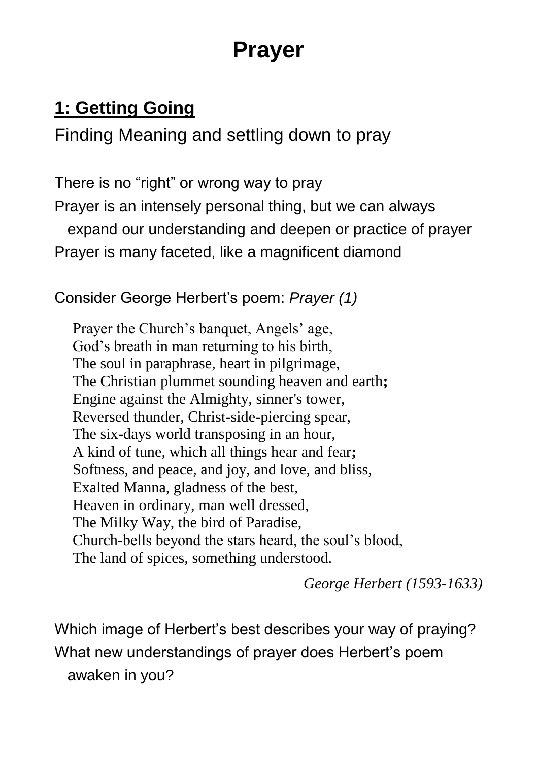# Prayer

## 1: Getting Going

Finding Meaning and settling down to pray

There is no “right” or wrong way to pray

Prayer is an intensely personal thing, but we can always expand our understanding and deepen or practice of prayer

Prayer is many faceted, like a magnificent diamond

Consider George Herbert’s poem: *Prayer (1)*

> Prayer the Church’s banquet, Angels’ age,
> God’s breath in man returning to his birth,
> The soul in paraphrase, heart in pilgrimage,
> The Christian plummet sounding heaven and earth**;**
> Engine against the Almighty, sinner's tower,
> Reversed thunder, Christ-side-piercing spear,
> The six-days world transposing in an hour,
> A kind of tune, which all things hear and fear**;**
> Softness, and peace, and joy, and love, and bliss,
> Exalted Manna, gladness of the best,
> Heaven in ordinary, man well dressed,
> The Milky Way, the bird of Paradise,
> Church-bells beyond the stars heard, the soul’s blood,
> The land of spices, something understood.
>
> *George Herbert (1593-1633)*

Which image of Herbert’s best describes your way of praying?

What new understandings of prayer does Herbert’s poem awaken in you?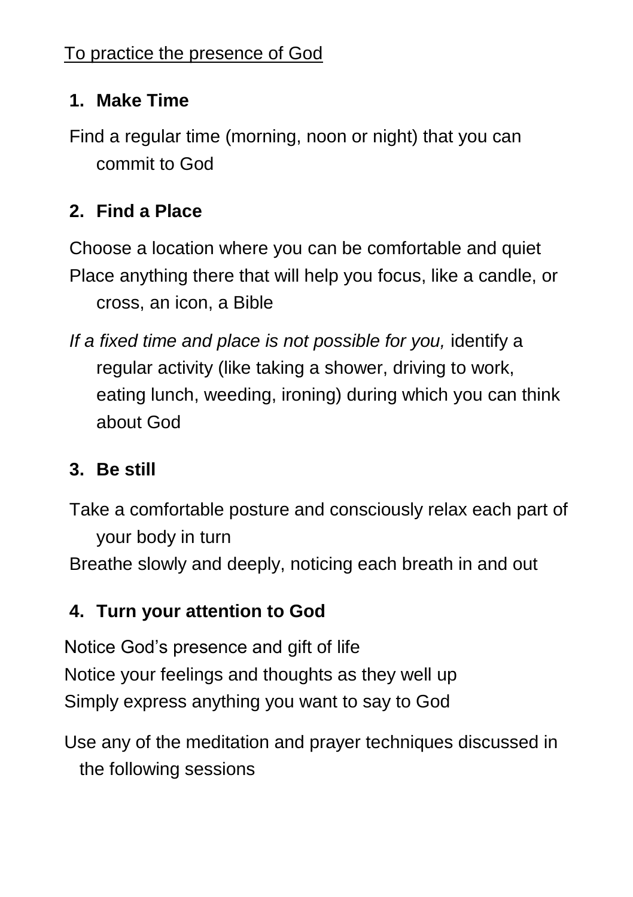To practice the presence of God

1. **Make Time**

Find a regular time (morning, noon or night) that you can commit to God

2. **Find a Place**

Choose a location where you can be comfortable and quiet
Place anything there that will help you focus, like a candle, or cross, an icon, a Bible

*If a fixed time and place is not possible for you,* identify a regular activity (like taking a shower, driving to work, eating lunch, weeding, ironing) during which you can think about God

3. **Be still**

Take a comfortable posture and consciously relax each part of your body in turn
Breathe slowly and deeply, noticing each breath in and out

4. **Turn your attention to God**

Notice God's presence and gift of life
Notice your feelings and thoughts as they well up
Simply express anything you want to say to God

Use any of the meditation and prayer techniques discussed in the following sessions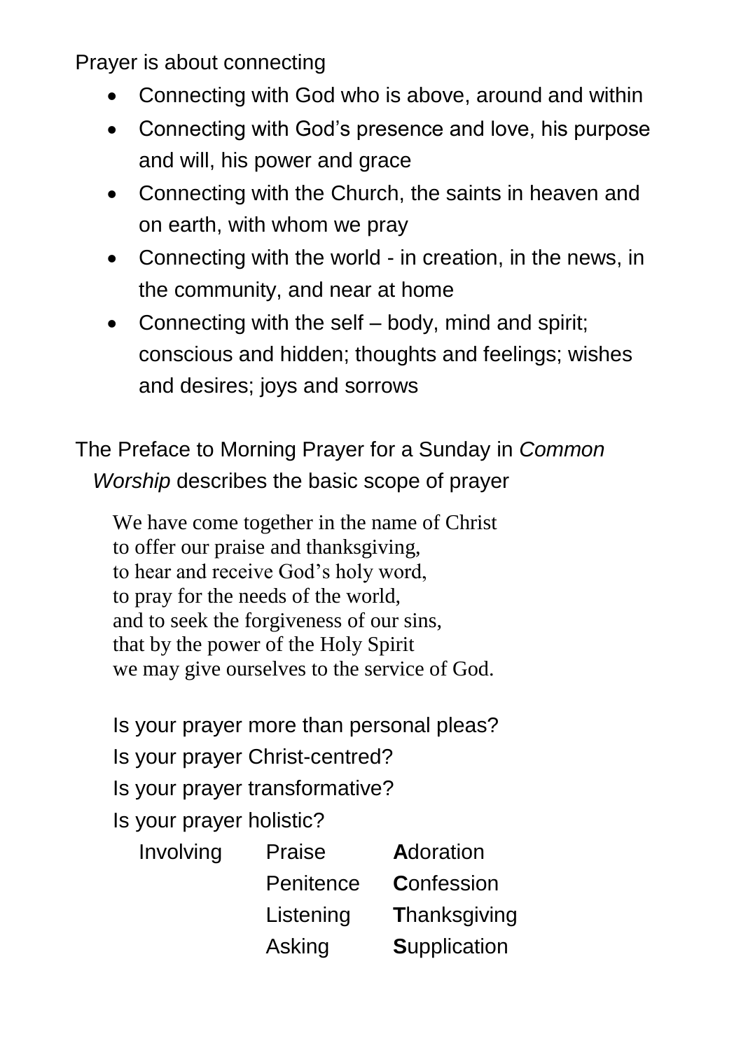Prayer is about connecting

- Connecting with God who is above, around and within
- Connecting with God's presence and love, his purpose and will, his power and grace
- Connecting with the Church, the saints in heaven and on earth, with whom we pray
- Connecting with the world - in creation, in the news, in the community, and near at home
- Connecting with the self – body, mind and spirit; conscious and hidden; thoughts and feelings; wishes and desires; joys and sorrows

The Preface to Morning Prayer for a Sunday in *Common Worship* describes the basic scope of prayer

> We have come together in the name of Christ
> to offer our praise and thanksgiving,
> to hear and receive God's holy word,
> to pray for the needs of the world,
> and to seek the forgiveness of our sins,
> that by the power of the Holy Spirit
> we may give ourselves to the service of God.

Is your prayer more than personal pleas?

Is your prayer Christ-centred?

Is your prayer transformative?

Is your prayer holistic?

| Involving | Praise | **A**doration |
|---|---|---|
| | Penitence | **C**onfession |
| | Listening | **T**hanksgiving |
| | Asking | **S**upplication |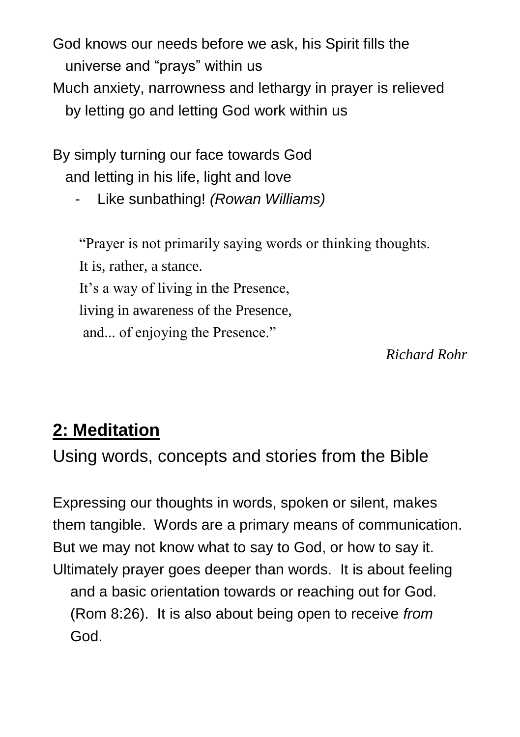God knows our needs before we ask, his Spirit fills the universe and “prays” within us

Much anxiety, narrowness and lethargy in prayer is relieved by letting go and letting God work within us

By simply turning our face towards God and letting in his life, light and love

- Like sunbathing! *(Rowan Williams)*

> “Prayer is not primarily saying words or thinking thoughts.
> It is, rather, a stance.
> It’s a way of living in the Presence,
> living in awareness of the Presence,
> and... of enjoying the Presence.”
>
> *Richard Rohr*

## **2: Meditation**

Using words, concepts and stories from the Bible

Expressing our thoughts in words, spoken or silent, makes them tangible. Words are a primary means of communication. But we may not know what to say to God, or how to say it. Ultimately prayer goes deeper than words. It is about feeling and a basic orientation towards or reaching out for God. (Rom 8:26). It is also about being open to receive *from* God.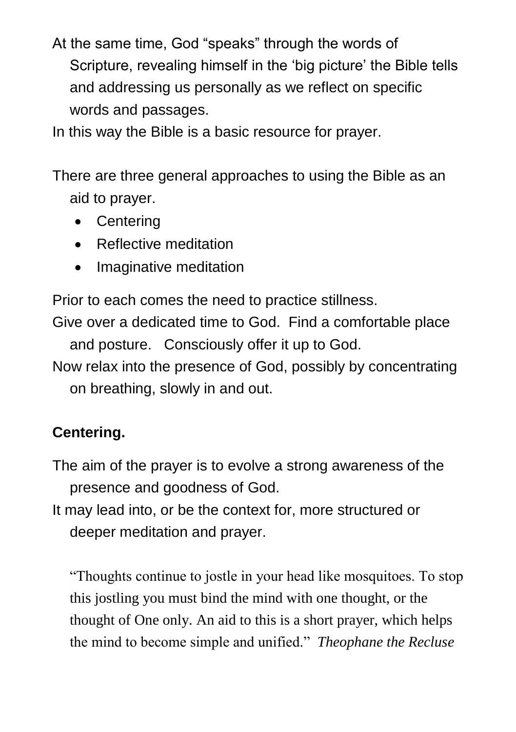At the same time, God "speaks" through the words of Scripture, revealing himself in the 'big picture' the Bible tells and addressing us personally as we reflect on specific words and passages.

In this way the Bible is a basic resource for prayer.

There are three general approaches to using the Bible as an aid to prayer.

- Centering
- Reflective meditation
- Imaginative meditation

Prior to each comes the need to practice stillness.

Give over a dedicated time to God. Find a comfortable place and posture. Consciously offer it up to God.

Now relax into the presence of God, possibly by concentrating on breathing, slowly in and out.

**Centering.**

The aim of the prayer is to evolve a strong awareness of the presence and goodness of God.

It may lead into, or be the context for, more structured or deeper meditation and prayer.

> "Thoughts continue to jostle in your head like mosquitoes. To stop this jostling you must bind the mind with one thought, or the thought of One only. An aid to this is a short prayer, which helps the mind to become simple and unified." *Theophane the Recluse*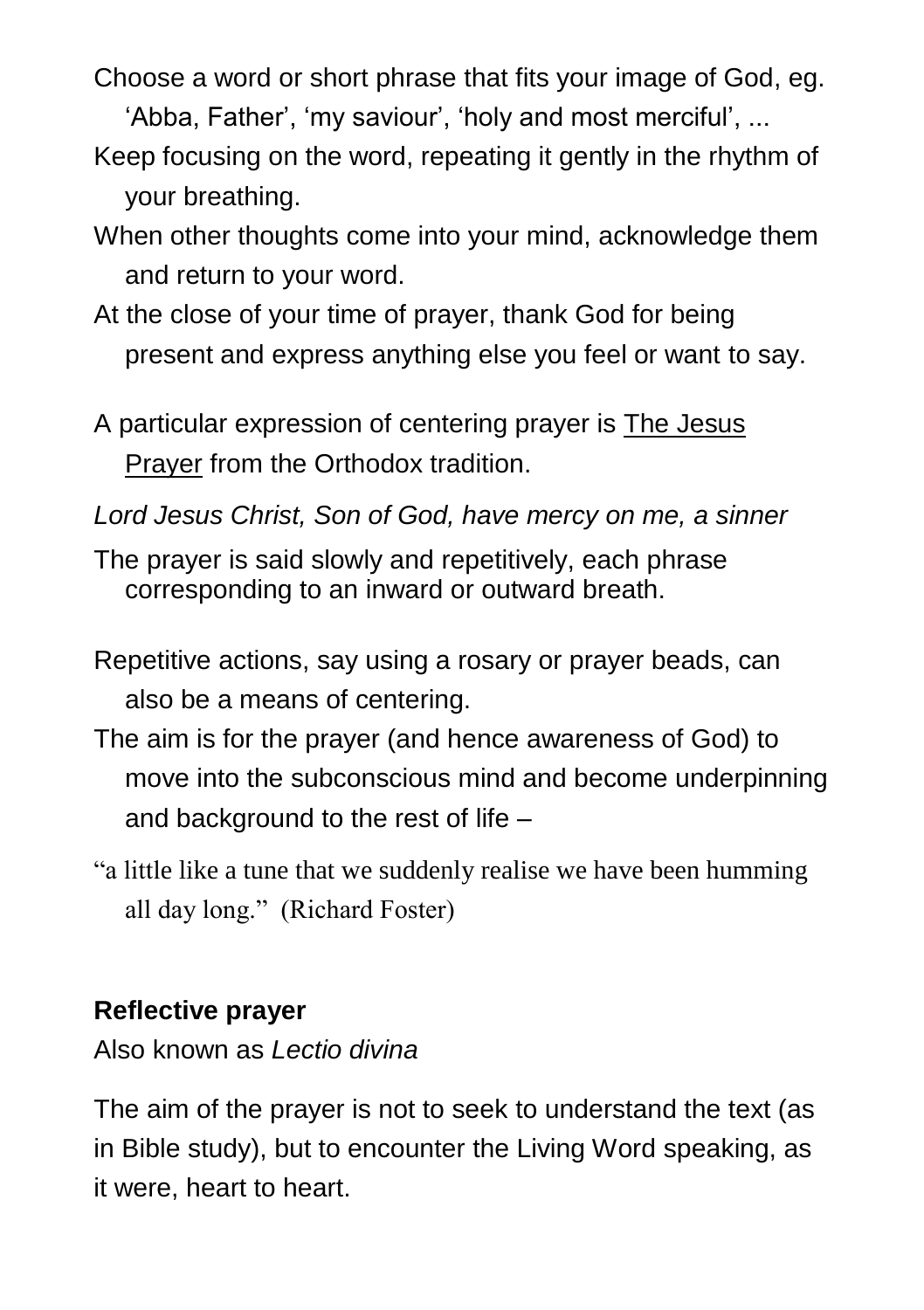Choose a word or short phrase that fits your image of God, eg. 'Abba, Father', 'my saviour', 'holy and most merciful', ...

Keep focusing on the word, repeating it gently in the rhythm of your breathing.

When other thoughts come into your mind, acknowledge them and return to your word.

At the close of your time of prayer, thank God for being present and express anything else you feel or want to say.

A particular expression of centering prayer is The Jesus Prayer from the Orthodox tradition.

*Lord Jesus Christ, Son of God, have mercy on me, a sinner*

The prayer is said slowly and repetitively, each phrase corresponding to an inward or outward breath.

Repetitive actions, say using a rosary or prayer beads, can also be a means of centering.

The aim is for the prayer (and hence awareness of God) to move into the subconscious mind and become underpinning and background to the rest of life –

"a little like a tune that we suddenly realise we have been humming all day long." (Richard Foster)

**Reflective prayer**

Also known as *Lectio divina*

The aim of the prayer is not to seek to understand the text (as in Bible study), but to encounter the Living Word speaking, as it were, heart to heart.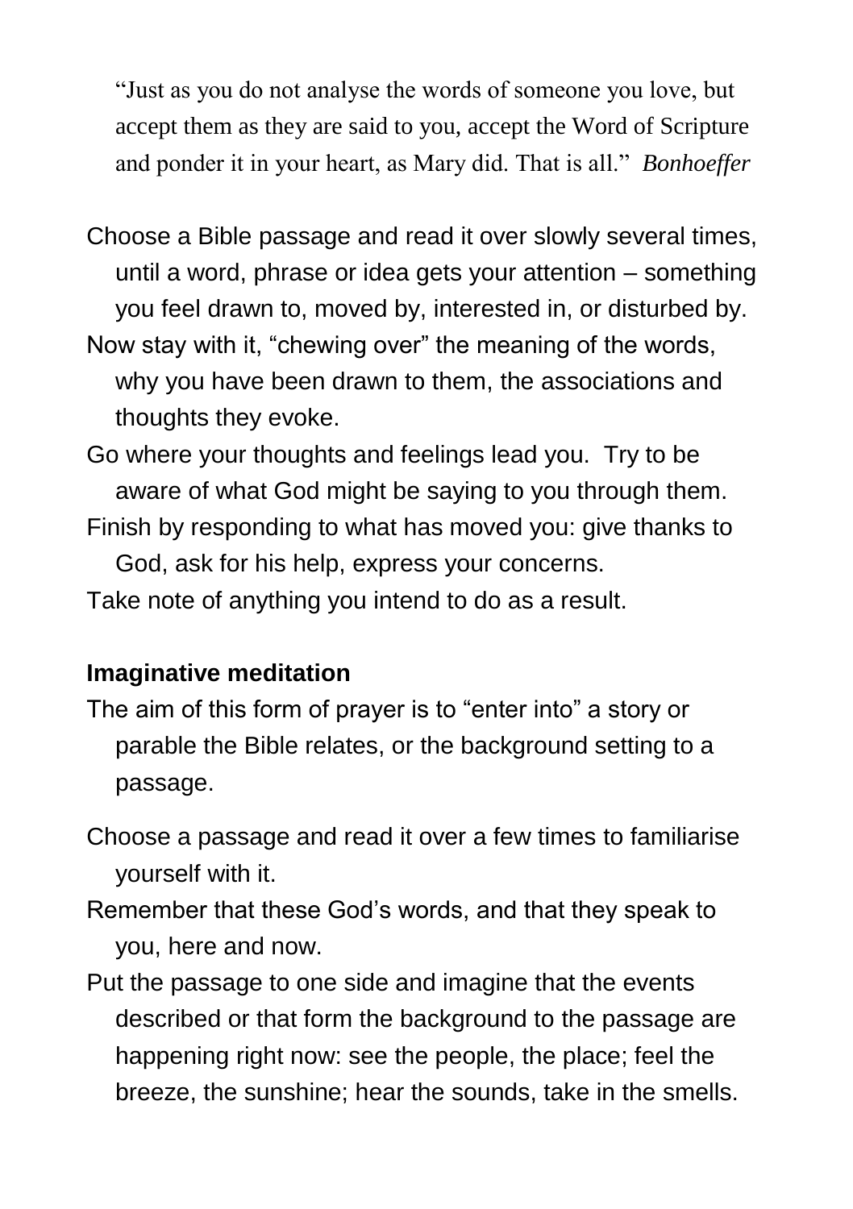"Just as you do not analyse the words of someone you love, but accept them as they are said to you, accept the Word of Scripture and ponder it in your heart, as Mary did. That is all." *Bonhoeffer*

Choose a Bible passage and read it over slowly several times, until a word, phrase or idea gets your attention – something you feel drawn to, moved by, interested in, or disturbed by.

Now stay with it, "chewing over" the meaning of the words, why you have been drawn to them, the associations and thoughts they evoke.

Go where your thoughts and feelings lead you. Try to be aware of what God might be saying to you through them.

Finish by responding to what has moved you: give thanks to God, ask for his help, express your concerns.

Take note of anything you intend to do as a result.

**Imaginative meditation**

The aim of this form of prayer is to "enter into" a story or parable the Bible relates, or the background setting to a passage.

Choose a passage and read it over a few times to familiarise yourself with it.

Remember that these God's words, and that they speak to you, here and now.

Put the passage to one side and imagine that the events described or that form the background to the passage are happening right now: see the people, the place; feel the breeze, the sunshine; hear the sounds, take in the smells.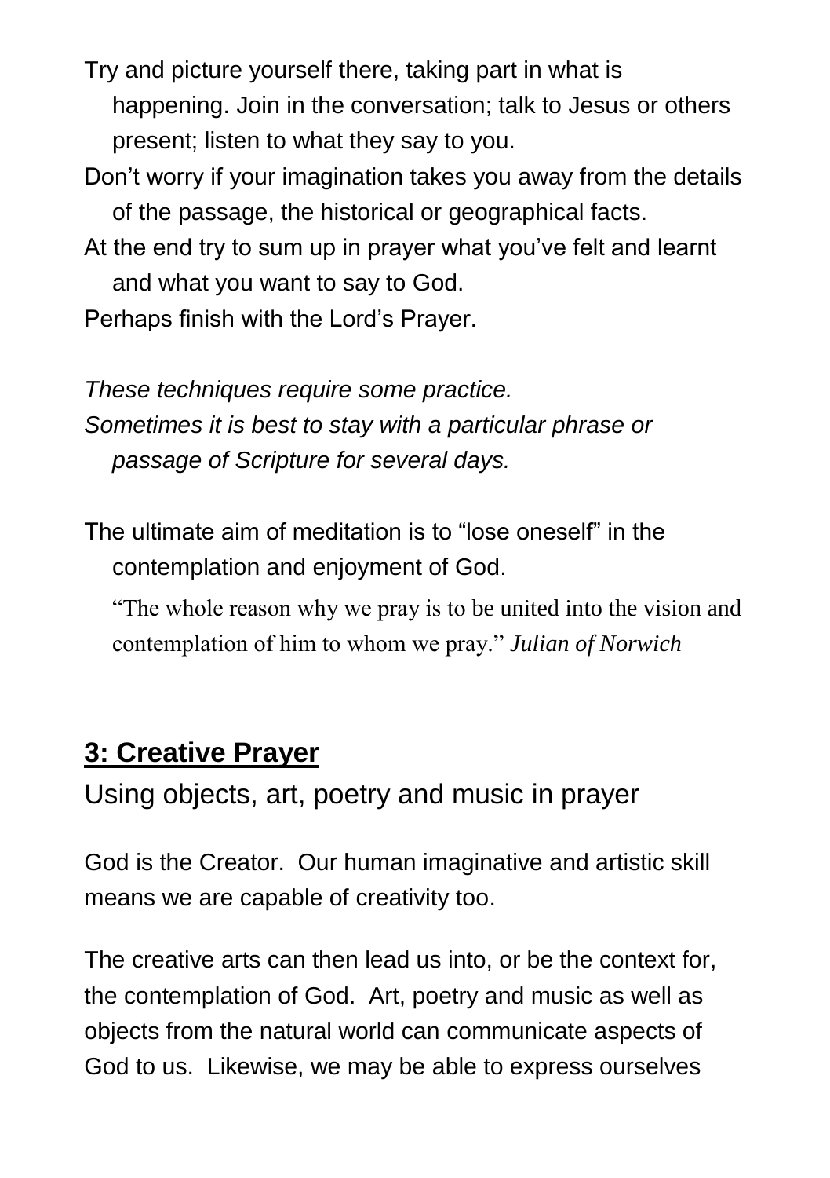Try and picture yourself there, taking part in what is happening. Join in the conversation; talk to Jesus or others present; listen to what they say to you.

Don't worry if your imagination takes you away from the details of the passage, the historical or geographical facts.

At the end try to sum up in prayer what you've felt and learnt and what you want to say to God.

Perhaps finish with the Lord's Prayer.

*These techniques require some practice.*
*Sometimes it is best to stay with a particular phrase or passage of Scripture for several days.*

The ultimate aim of meditation is to "lose oneself" in the contemplation and enjoyment of God.

"The whole reason why we pray is to be united into the vision and contemplation of him to whom we pray." *Julian of Norwich*

## 3: Creative Prayer

Using objects, art, poetry and music in prayer

God is the Creator. Our human imaginative and artistic skill means we are capable of creativity too.

The creative arts can then lead us into, or be the context for, the contemplation of God. Art, poetry and music as well as objects from the natural world can communicate aspects of God to us. Likewise, we may be able to express ourselves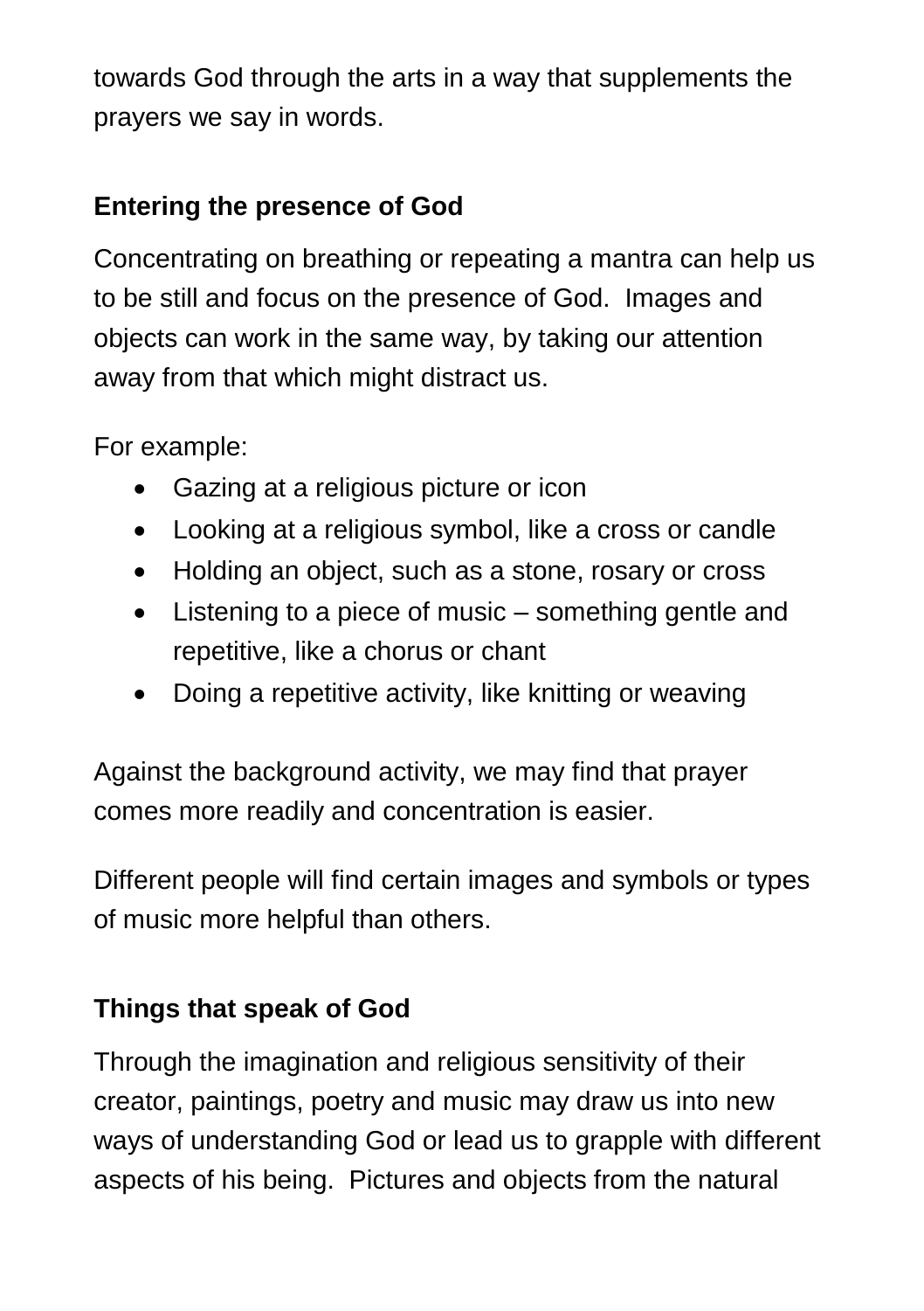towards God through the arts in a way that supplements the prayers we say in words.

## Entering the presence of God

Concentrating on breathing or repeating a mantra can help us to be still and focus on the presence of God. Images and objects can work in the same way, by taking our attention away from that which might distract us.

For example:

- Gazing at a religious picture or icon
- Looking at a religious symbol, like a cross or candle
- Holding an object, such as a stone, rosary or cross
- Listening to a piece of music – something gentle and repetitive, like a chorus or chant
- Doing a repetitive activity, like knitting or weaving

Against the background activity, we may find that prayer comes more readily and concentration is easier.

Different people will find certain images and symbols or types of music more helpful than others.

## Things that speak of God

Through the imagination and religious sensitivity of their creator, paintings, poetry and music may draw us into new ways of understanding God or lead us to grapple with different aspects of his being. Pictures and objects from the natural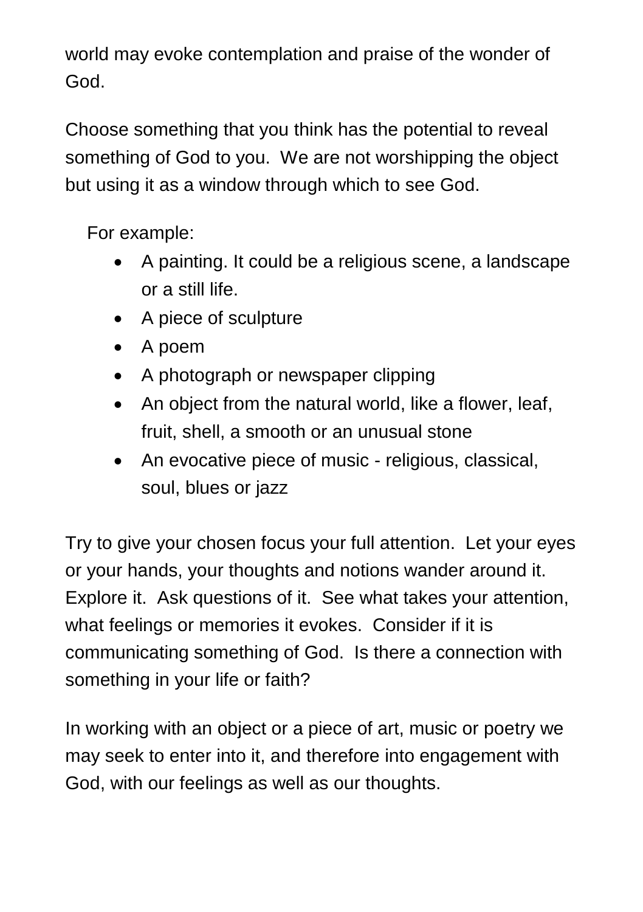world may evoke contemplation and praise of the wonder of God.

Choose something that you think has the potential to reveal something of God to you. We are not worshipping the object but using it as a window through which to see God.

For example:

- A painting. It could be a religious scene, a landscape or a still life.
- A piece of sculpture
- A poem
- A photograph or newspaper clipping
- An object from the natural world, like a flower, leaf, fruit, shell, a smooth or an unusual stone
- An evocative piece of music - religious, classical, soul, blues or jazz

Try to give your chosen focus your full attention. Let your eyes or your hands, your thoughts and notions wander around it. Explore it. Ask questions of it. See what takes your attention, what feelings or memories it evokes. Consider if it is communicating something of God. Is there a connection with something in your life or faith?

In working with an object or a piece of art, music or poetry we may seek to enter into it, and therefore into engagement with God, with our feelings as well as our thoughts.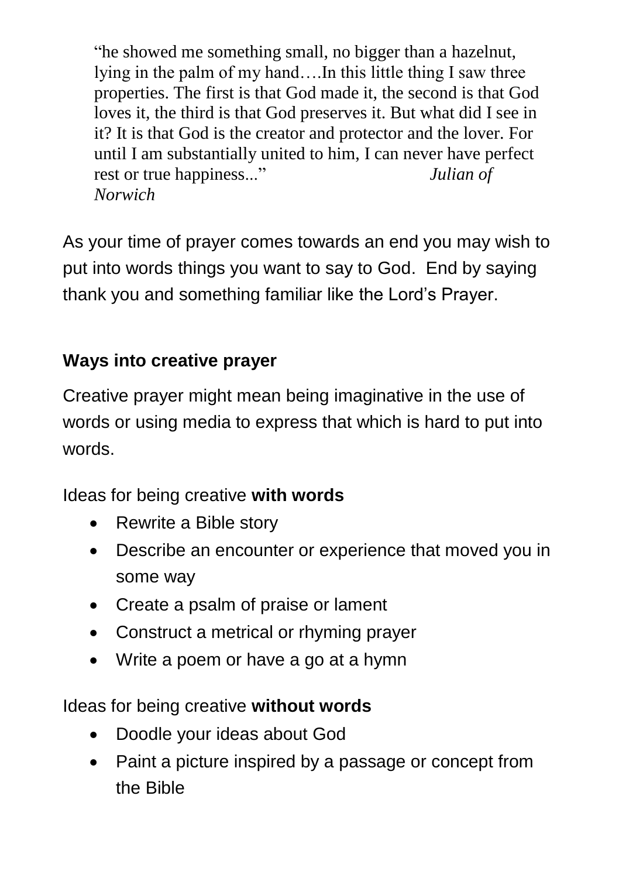> “he showed me something small, no bigger than a hazelnut, lying in the palm of my hand….In this little thing I saw three properties. The first is that God made it, the second is that God loves it, the third is that God preserves it. But what did I see in it? It is that God is the creator and protector and the lover. For until I am substantially united to him, I can never have perfect rest or true happiness...” *Julian of Norwich*

As your time of prayer comes towards an end you may wish to put into words things you want to say to God. End by saying thank you and something familiar like the Lord’s Prayer.

**Ways into creative prayer**

Creative prayer might mean being imaginative in the use of words or using media to express that which is hard to put into words.

Ideas for being creative **with words**

- Rewrite a Bible story
- Describe an encounter or experience that moved you in some way
- Create a psalm of praise or lament
- Construct a metrical or rhyming prayer
- Write a poem or have a go at a hymn

Ideas for being creative **without words**

- Doodle your ideas about God
- Paint a picture inspired by a passage or concept from the Bible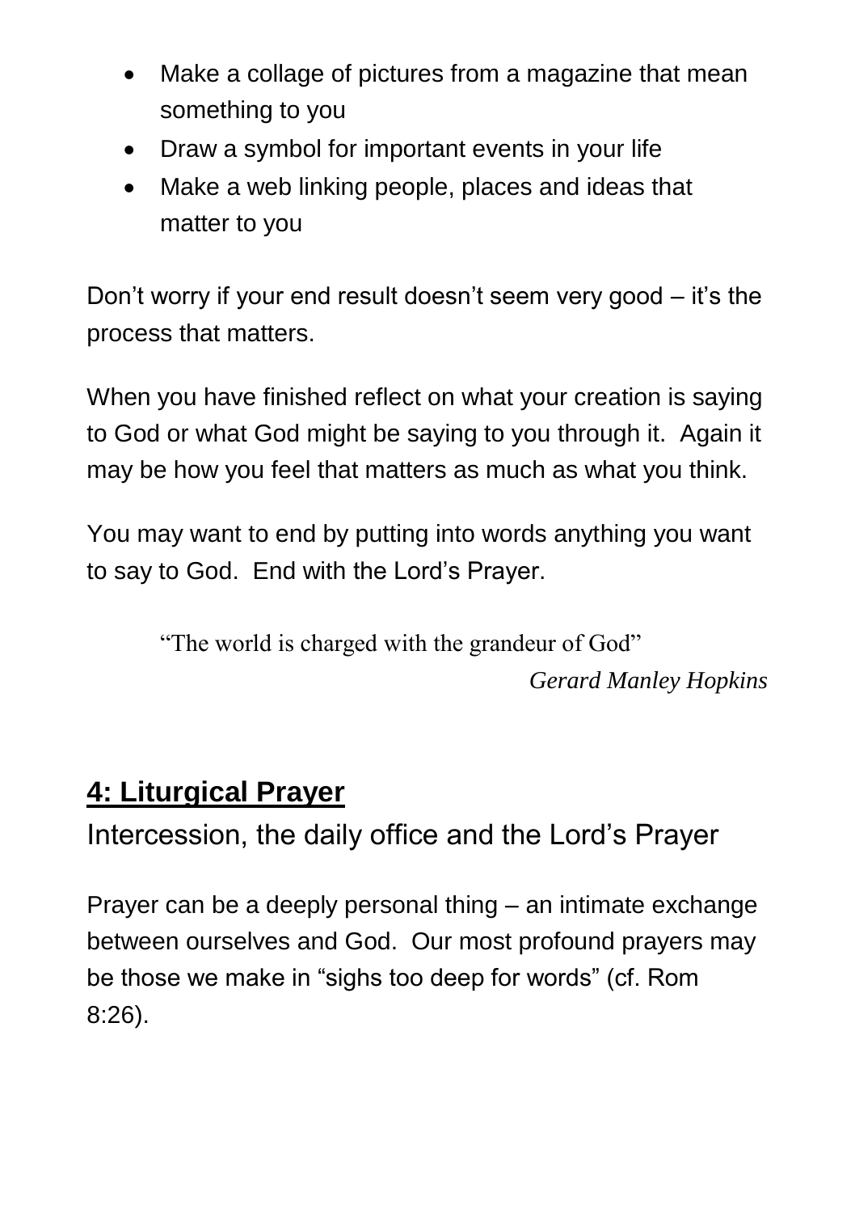- Make a collage of pictures from a magazine that mean something to you
- Draw a symbol for important events in your life
- Make a web linking people, places and ideas that matter to you

Don't worry if your end result doesn't seem very good – it's the process that matters.

When you have finished reflect on what your creation is saying to God or what God might be saying to you through it. Again it may be how you feel that matters as much as what you think.

You may want to end by putting into words anything you want to say to God. End with the Lord's Prayer.

> "The world is charged with the grandeur of God"
>
> *Gerard Manley Hopkins*

## 4: Liturgical Prayer

### Intercession, the daily office and the Lord's Prayer

Prayer can be a deeply personal thing – an intimate exchange between ourselves and God. Our most profound prayers may be those we make in "sighs too deep for words" (cf. Rom 8:26).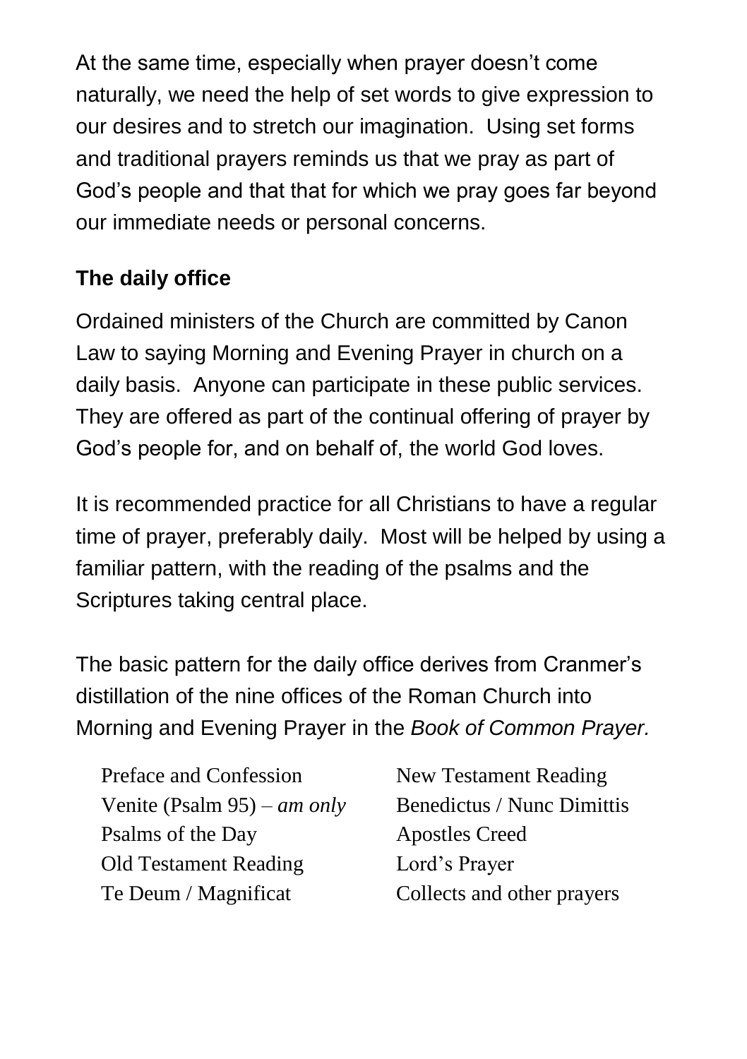At the same time, especially when prayer doesn't come naturally, we need the help of set words to give expression to our desires and to stretch our imagination. Using set forms and traditional prayers reminds us that we pray as part of God's people and that that for which we pray goes far beyond our immediate needs or personal concerns.

### The daily office

Ordained ministers of the Church are committed by Canon Law to saying Morning and Evening Prayer in church on a daily basis. Anyone can participate in these public services. They are offered as part of the continual offering of prayer by God's people for, and on behalf of, the world God loves.

It is recommended practice for all Christians to have a regular time of prayer, preferably daily. Most will be helped by using a familiar pattern, with the reading of the psalms and the Scriptures taking central place.

The basic pattern for the daily office derives from Cranmer's distillation of the nine offices of the Roman Church into Morning and Evening Prayer in the *Book of Common Prayer.*

- Preface and Confession
- Venite (Psalm 95) – *am only*
- Psalms of the Day
- Old Testament Reading
- Te Deum / Magnificat
- New Testament Reading
- Benedictus / Nunc Dimittis
- Apostles Creed
- Lord's Prayer
- Collects and other prayers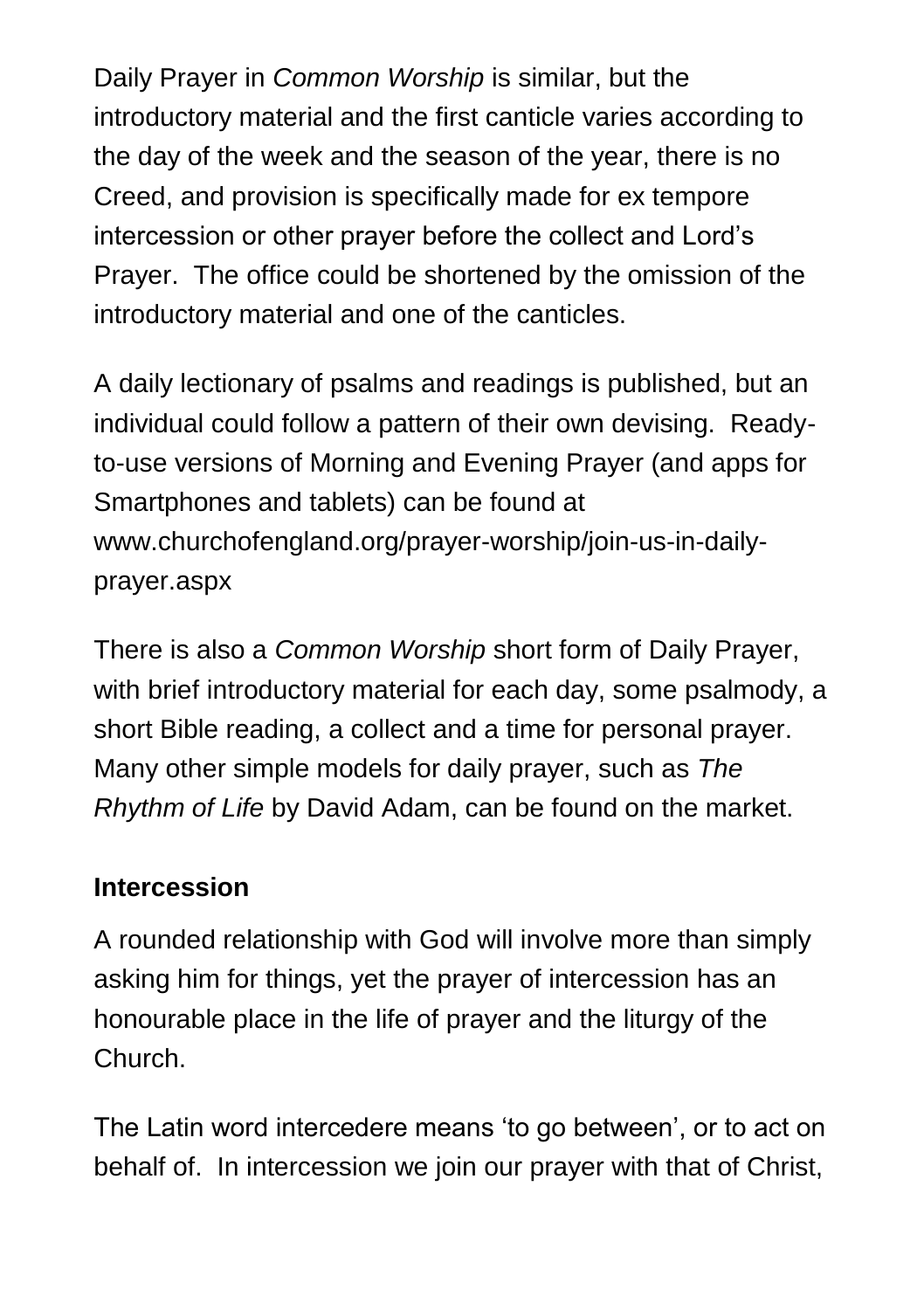Daily Prayer in *Common Worship* is similar, but the introductory material and the first canticle varies according to the day of the week and the season of the year, there is no Creed, and provision is specifically made for ex tempore intercession or other prayer before the collect and Lord's Prayer. The office could be shortened by the omission of the introductory material and one of the canticles.

A daily lectionary of psalms and readings is published, but an individual could follow a pattern of their own devising. Ready-to-use versions of Morning and Evening Prayer (and apps for Smartphones and tablets) can be found at www.churchofengland.org/prayer-worship/join-us-in-daily-prayer.aspx

There is also a *Common Worship* short form of Daily Prayer, with brief introductory material for each day, some psalmody, a short Bible reading, a collect and a time for personal prayer. Many other simple models for daily prayer, such as *The Rhythm of Life* by David Adam, can be found on the market.

**Intercession**

A rounded relationship with God will involve more than simply asking him for things, yet the prayer of intercession has an honourable place in the life of prayer and the liturgy of the Church.

The Latin word intercedere means 'to go between', or to act on behalf of. In intercession we join our prayer with that of Christ,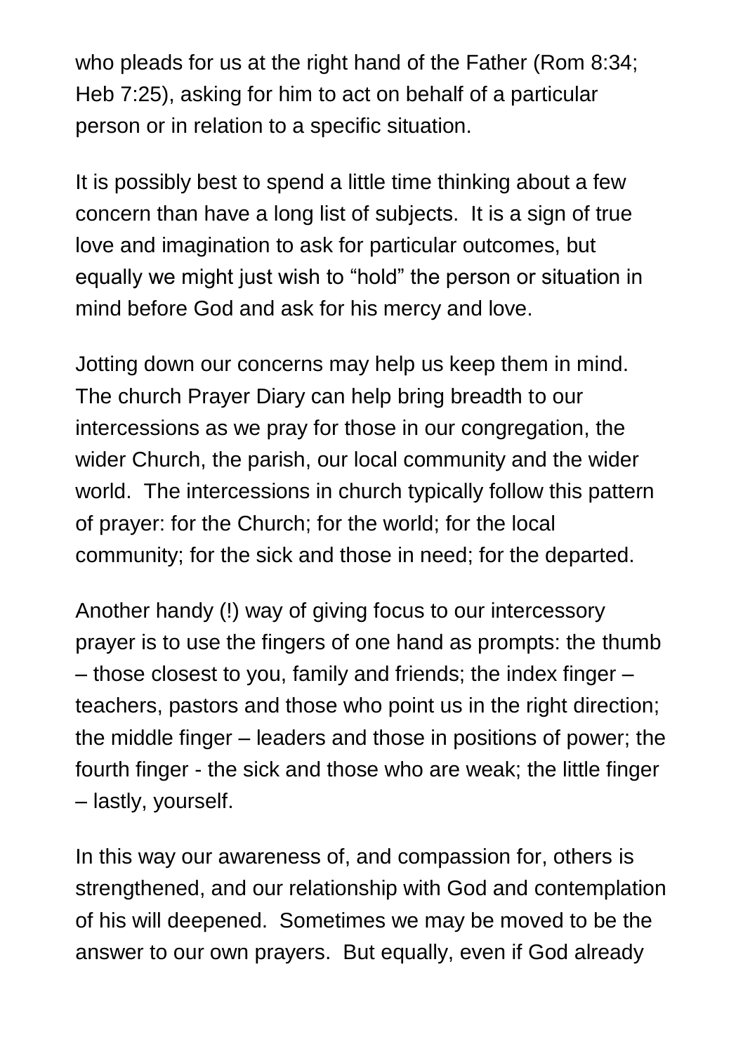who pleads for us at the right hand of the Father (Rom 8:34; Heb 7:25), asking for him to act on behalf of a particular person or in relation to a specific situation.

It is possibly best to spend a little time thinking about a few concern than have a long list of subjects. It is a sign of true love and imagination to ask for particular outcomes, but equally we might just wish to "hold" the person or situation in mind before God and ask for his mercy and love.

Jotting down our concerns may help us keep them in mind. The church Prayer Diary can help bring breadth to our intercessions as we pray for those in our congregation, the wider Church, the parish, our local community and the wider world. The intercessions in church typically follow this pattern of prayer: for the Church; for the world; for the local community; for the sick and those in need; for the departed.

Another handy (!) way of giving focus to our intercessory prayer is to use the fingers of one hand as prompts: the thumb – those closest to you, family and friends; the index finger – teachers, pastors and those who point us in the right direction; the middle finger – leaders and those in positions of power; the fourth finger - the sick and those who are weak; the little finger – lastly, yourself.

In this way our awareness of, and compassion for, others is strengthened, and our relationship with God and contemplation of his will deepened. Sometimes we may be moved to be the answer to our own prayers. But equally, even if God already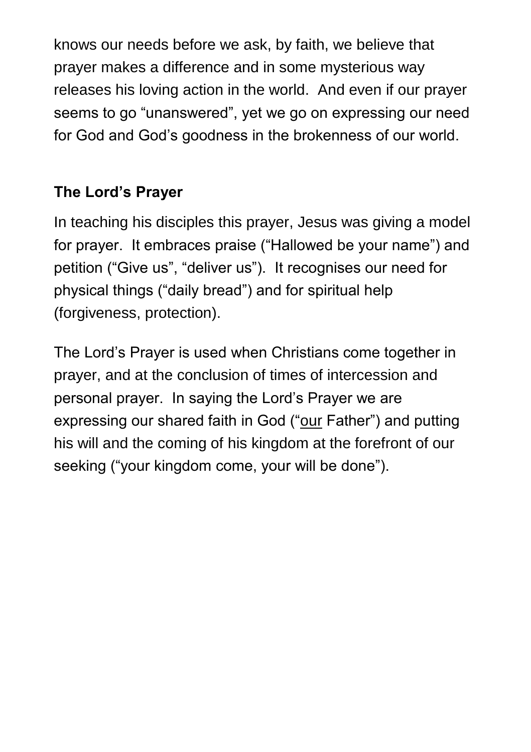knows our needs before we ask, by faith, we believe that prayer makes a difference and in some mysterious way releases his loving action in the world. And even if our prayer seems to go “unanswered”, yet we go on expressing our need for God and God’s goodness in the brokenness of our world.

## The Lord’s Prayer

In teaching his disciples this prayer, Jesus was giving a model for prayer. It embraces praise (“Hallowed be your name”) and petition (“Give us”, “deliver us”). It recognises our need for physical things (“daily bread”) and for spiritual help (forgiveness, protection).

The Lord’s Prayer is used when Christians come together in prayer, and at the conclusion of times of intercession and personal prayer. In saying the Lord’s Prayer we are expressing our shared faith in God (“<u>our</u> Father”) and putting his will and the coming of his kingdom at the forefront of our seeking (“your kingdom come, your will be done”).